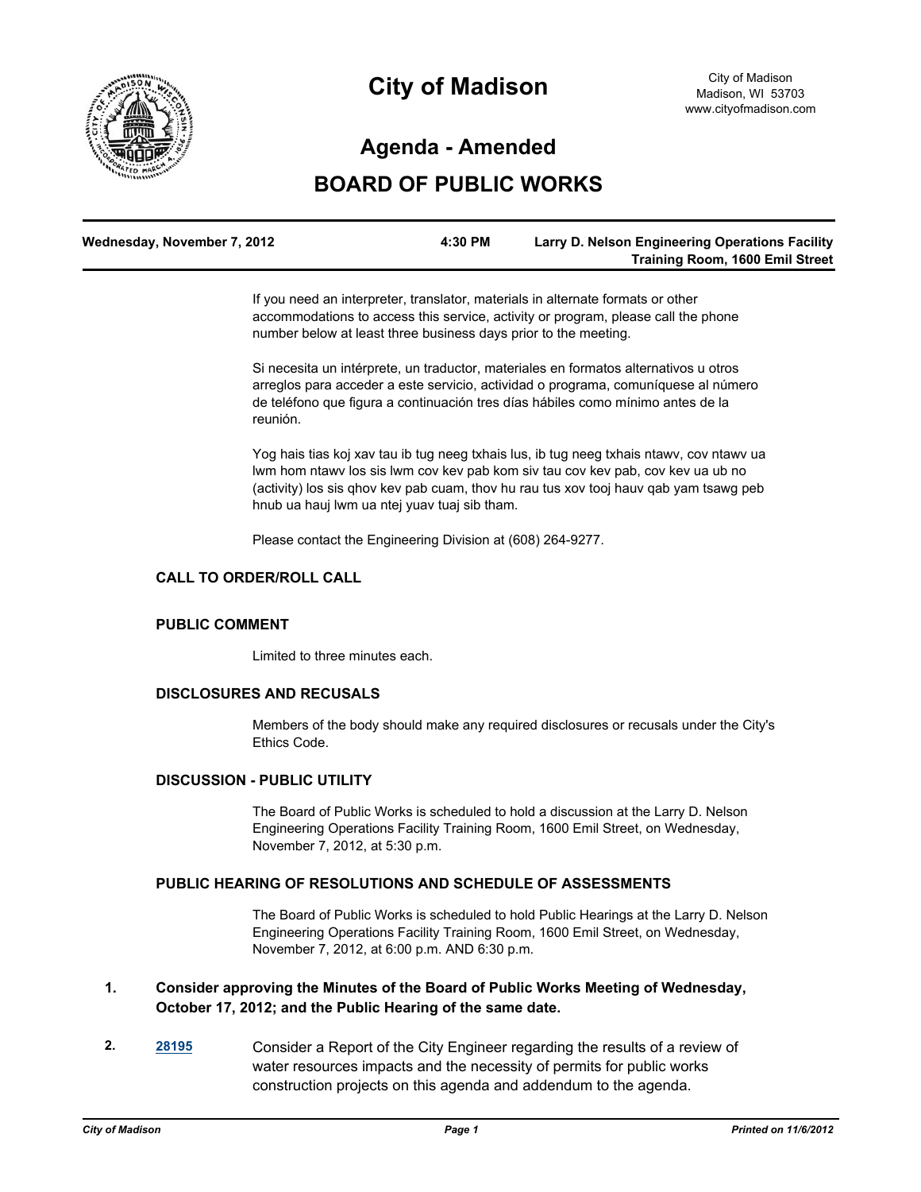# City of Madison

City of Madison
Madison, WI 53703
www.cityofmadison.com

## Agenda - Amended

## BOARD OF PUBLIC WORKS

**Wednesday, November 7, 2012** | **4:30 PM** | **Larry D. Nelson Engineering Operations Facility Training Room, 1600 Emil Street**

If you need an interpreter, translator, materials in alternate formats or other accommodations to access this service, activity or program, please call the phone number below at least three business days prior to the meeting.

Si necesita un intérprete, un traductor, materiales en formatos alternativos u otros arreglos para acceder a este servicio, actividad o programa, comuníquese al número de teléfono que figura a continuación tres días hábiles como mínimo antes de la reunión.

Yog hais tias koj xav tau ib tug neeg txhais lus, ib tug neeg txhais ntawv, cov ntawv ua lwm hom ntawv los sis lwm cov kev pab kom siv tau cov kev pab, cov kev ua ub no (activity) los sis qhov kev pab cuam, thov hu rau tus xov tooj hauv qab yam tsawg peb hnub ua hauj lwm ua ntej yuav tuaj sib tham.

Please contact the Engineering Division at (608) 264-9277.

### CALL TO ORDER/ROLL CALL

### PUBLIC COMMENT

Limited to three minutes each.

### DISCLOSURES AND RECUSALS

Members of the body should make any required disclosures or recusals under the City's Ethics Code.

### DISCUSSION - PUBLIC UTILITY

The Board of Public Works is scheduled to hold a discussion at the Larry D. Nelson Engineering Operations Facility Training Room, 1600 Emil Street, on Wednesday, November 7, 2012, at 5:30 p.m.

### PUBLIC HEARING OF RESOLUTIONS AND SCHEDULE OF ASSESSMENTS

The Board of Public Works is scheduled to hold Public Hearings at the Larry D. Nelson Engineering Operations Facility Training Room, 1600 Emil Street, on Wednesday, November 7, 2012, at 6:00 p.m. AND 6:30 p.m.

1. **Consider approving the Minutes of the Board of Public Works Meeting of Wednesday, October 17, 2012; and the Public Hearing of the same date.**

2. 28195 — Consider a Report of the City Engineer regarding the results of a review of water resources impacts and the necessity of permits for public works construction projects on this agenda and addendum to the agenda.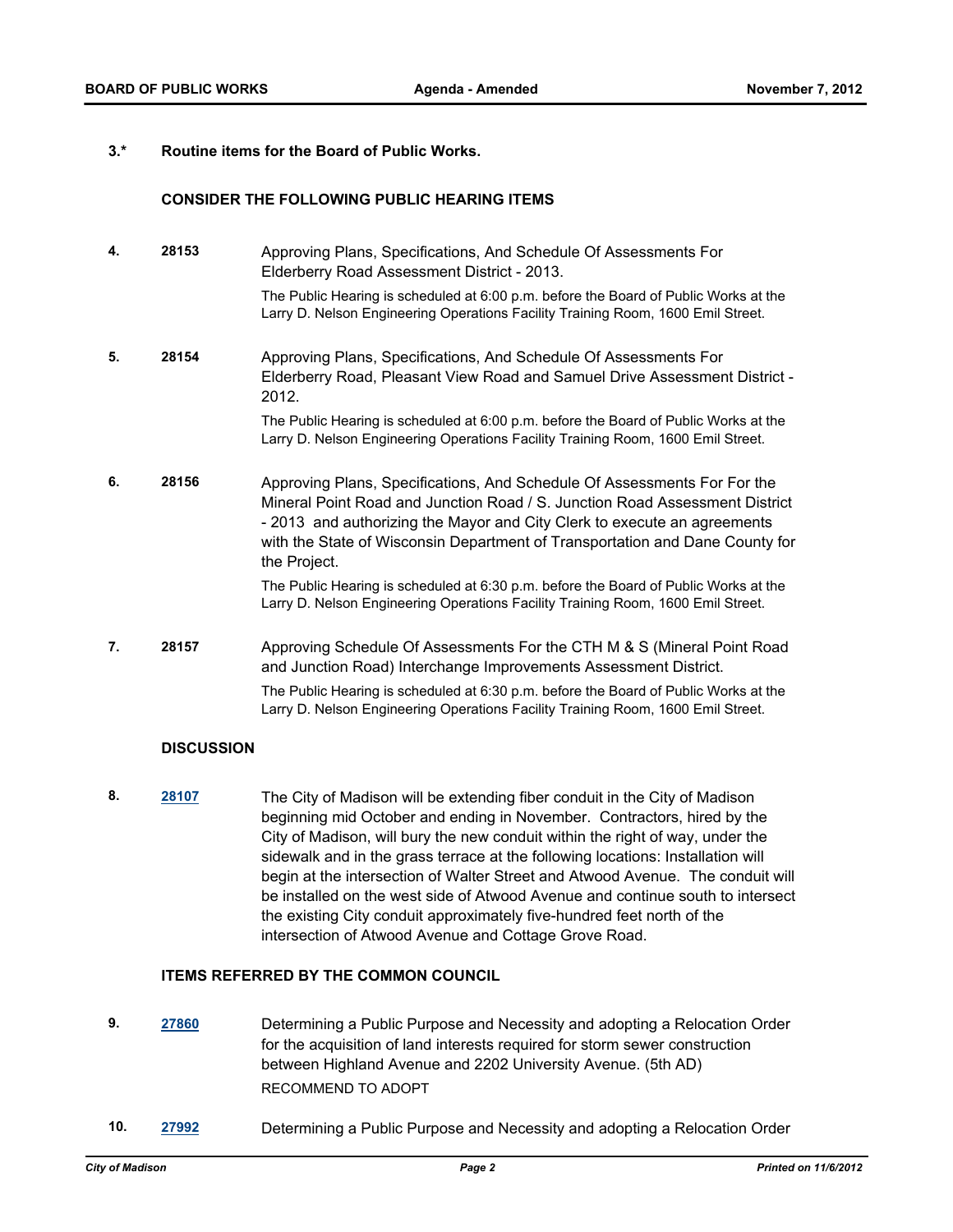**3.\*** **Routine items for the Board of Public Works.**

**CONSIDER THE FOLLOWING PUBLIC HEARING ITEMS**

**4.** **28153** Approving Plans, Specifications, And Schedule Of Assessments For Elderberry Road Assessment District - 2013.

The Public Hearing is scheduled at 6:00 p.m. before the Board of Public Works at the Larry D. Nelson Engineering Operations Facility Training Room, 1600 Emil Street.

**5.** **28154** Approving Plans, Specifications, And Schedule Of Assessments For Elderberry Road, Pleasant View Road and Samuel Drive Assessment District - 2012.

The Public Hearing is scheduled at 6:00 p.m. before the Board of Public Works at the Larry D. Nelson Engineering Operations Facility Training Room, 1600 Emil Street.

**6.** **28156** Approving Plans, Specifications, And Schedule Of Assessments For For the Mineral Point Road and Junction Road / S. Junction Road Assessment District - 2013 and authorizing the Mayor and City Clerk to execute an agreements with the State of Wisconsin Department of Transportation and Dane County for the Project.

The Public Hearing is scheduled at 6:30 p.m. before the Board of Public Works at the Larry D. Nelson Engineering Operations Facility Training Room, 1600 Emil Street.

**7.** **28157** Approving Schedule Of Assessments For the CTH M & S (Mineral Point Road and Junction Road) Interchange Improvements Assessment District.

The Public Hearing is scheduled at 6:30 p.m. before the Board of Public Works at the Larry D. Nelson Engineering Operations Facility Training Room, 1600 Emil Street.

**DISCUSSION**

**8.** **28107** The City of Madison will be extending fiber conduit in the City of Madison beginning mid October and ending in November. Contractors, hired by the City of Madison, will bury the new conduit within the right of way, under the sidewalk and in the grass terrace at the following locations: Installation will begin at the intersection of Walter Street and Atwood Avenue. The conduit will be installed on the west side of Atwood Avenue and continue south to intersect the existing City conduit approximately five-hundred feet north of the intersection of Atwood Avenue and Cottage Grove Road.

**ITEMS REFERRED BY THE COMMON COUNCIL**

**9.** **27860** Determining a Public Purpose and Necessity and adopting a Relocation Order for the acquisition of land interests required for storm sewer construction between Highland Avenue and 2202 University Avenue. (5th AD)

RECOMMEND TO ADOPT

**10.** **27992** Determining a Public Purpose and Necessity and adopting a Relocation Order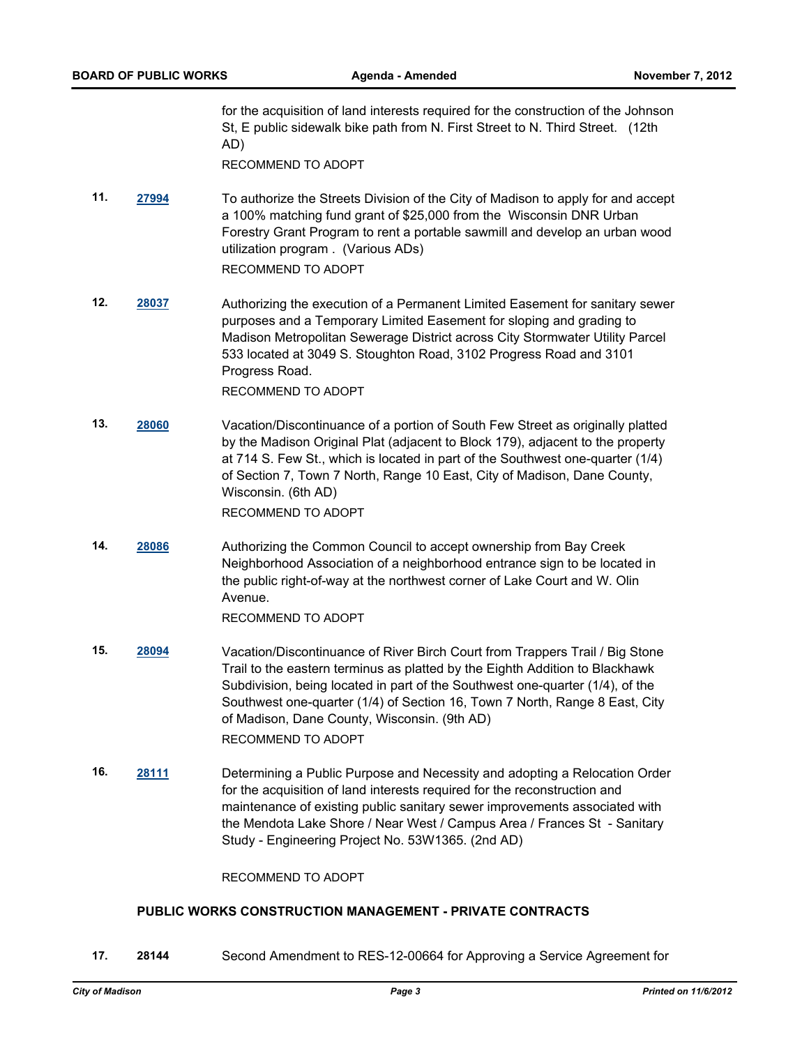for the acquisition of land interests required for the construction of the Johnson St, E public sidewalk bike path from N. First Street to N. Third Street. (12th AD)

RECOMMEND TO ADOPT

**11.** **28094** — wait

**11.** **27994** To authorize the Streets Division of the City of Madison to apply for and accept a 100% matching fund grant of $25,000 from the Wisconsin DNR Urban Forestry Grant Program to rent a portable sawmill and develop an urban wood utilization program . (Various ADs)

RECOMMEND TO ADOPT

**12.** **28037** Authorizing the execution of a Permanent Limited Easement for sanitary sewer purposes and a Temporary Limited Easement for sloping and grading to Madison Metropolitan Sewerage District across City Stormwater Utility Parcel 533 located at 3049 S. Stoughton Road, 3102 Progress Road and 3101 Progress Road.

RECOMMEND TO ADOPT

**13.** **28060** Vacation/Discontinuance of a portion of South Few Street as originally platted by the Madison Original Plat (adjacent to Block 179), adjacent to the property at 714 S. Few St., which is located in part of the Southwest one-quarter (1/4) of Section 7, Town 7 North, Range 10 East, City of Madison, Dane County, Wisconsin. (6th AD)

RECOMMEND TO ADOPT

**14.** **28086** Authorizing the Common Council to accept ownership from Bay Creek Neighborhood Association of a neighborhood entrance sign to be located in the public right-of-way at the northwest corner of Lake Court and W. Olin Avenue.

RECOMMEND TO ADOPT

**15.** **28094** Vacation/Discontinuance of River Birch Court from Trappers Trail / Big Stone Trail to the eastern terminus as platted by the Eighth Addition to Blackhawk Subdivision, being located in part of the Southwest one-quarter (1/4), of the Southwest one-quarter (1/4) of Section 16, Town 7 North, Range 8 East, City of Madison, Dane County, Wisconsin. (9th AD)

RECOMMEND TO ADOPT

**16.** **28111** Determining a Public Purpose and Necessity and adopting a Relocation Order for the acquisition of land interests required for the reconstruction and maintenance of existing public sanitary sewer improvements associated with the Mendota Lake Shore / Near West / Campus Area / Frances St - Sanitary Study - Engineering Project No. 53W1365. (2nd AD)

RECOMMEND TO ADOPT

### PUBLIC WORKS CONSTRUCTION MANAGEMENT - PRIVATE CONTRACTS

**17.** **28144** Second Amendment to RES-12-00664 for Approving a Service Agreement for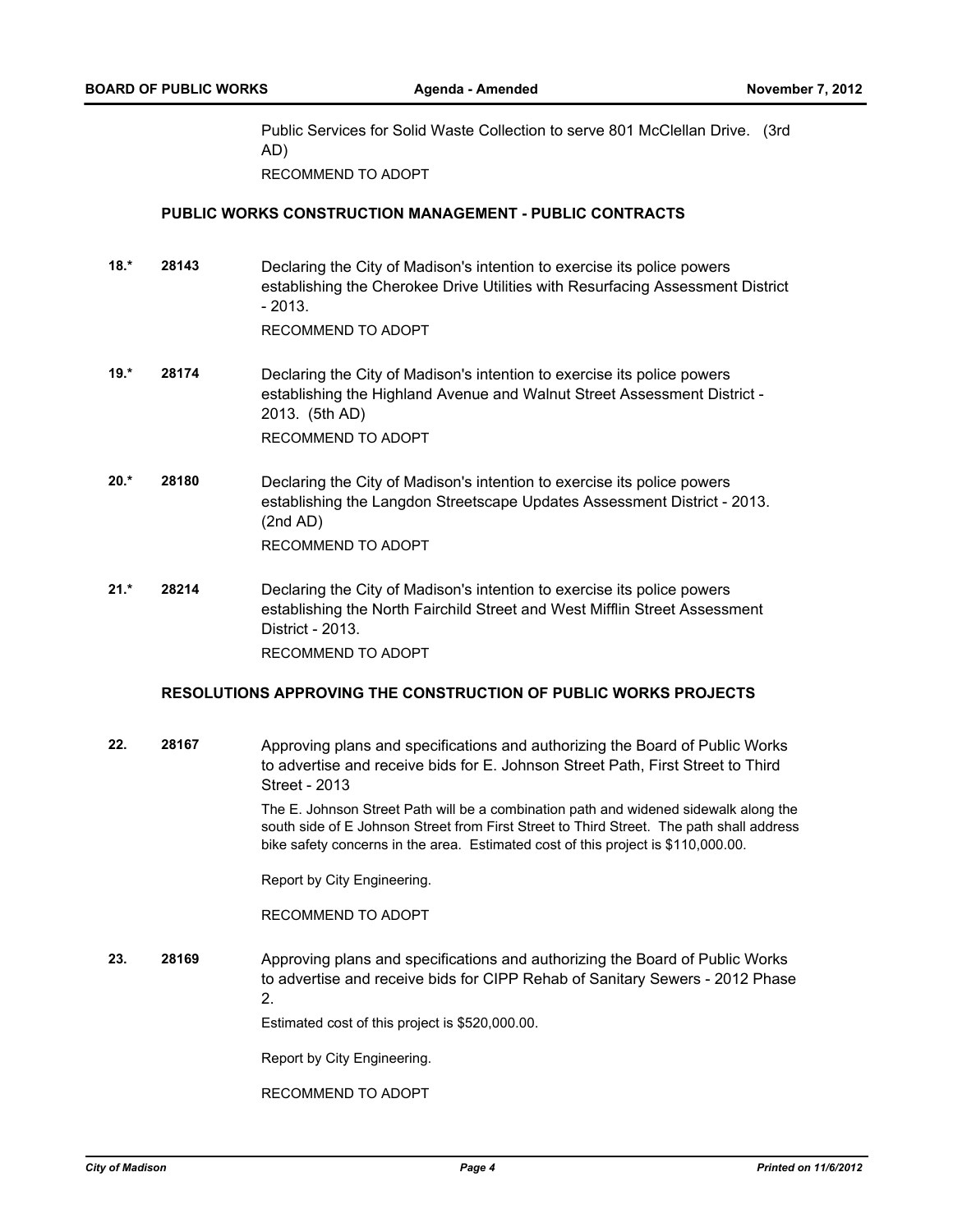Public Services for Solid Waste Collection to serve 801 McClellan Drive. (3rd AD)

RECOMMEND TO ADOPT

### PUBLIC WORKS CONSTRUCTION MANAGEMENT - PUBLIC CONTRACTS

**18.*** **28143** Declaring the City of Madison's intention to exercise its police powers establishing the Cherokee Drive Utilities with Resurfacing Assessment District - 2013.

RECOMMEND TO ADOPT

**19.*** **28174** Declaring the City of Madison's intention to exercise its police powers establishing the Highland Avenue and Walnut Street Assessment District - 2013. (5th AD)

RECOMMEND TO ADOPT

**20.*** **28180** Declaring the City of Madison's intention to exercise its police powers establishing the Langdon Streetscape Updates Assessment District - 2013. (2nd AD)

RECOMMEND TO ADOPT

**21.*** **28214** Declaring the City of Madison's intention to exercise its police powers establishing the North Fairchild Street and West Mifflin Street Assessment District - 2013.

RECOMMEND TO ADOPT

### RESOLUTIONS APPROVING THE CONSTRUCTION OF PUBLIC WORKS PROJECTS

**22.** **28167** Approving plans and specifications and authorizing the Board of Public Works to advertise and receive bids for E. Johnson Street Path, First Street to Third Street - 2013

The E. Johnson Street Path will be a combination path and widened sidewalk along the south side of E Johnson Street from First Street to Third Street. The path shall address bike safety concerns in the area. Estimated cost of this project is $110,000.00.

Report by City Engineering.

RECOMMEND TO ADOPT

**23.** **28169** Approving plans and specifications and authorizing the Board of Public Works to advertise and receive bids for CIPP Rehab of Sanitary Sewers - 2012 Phase 2.

Estimated cost of this project is $520,000.00.

Report by City Engineering.

RECOMMEND TO ADOPT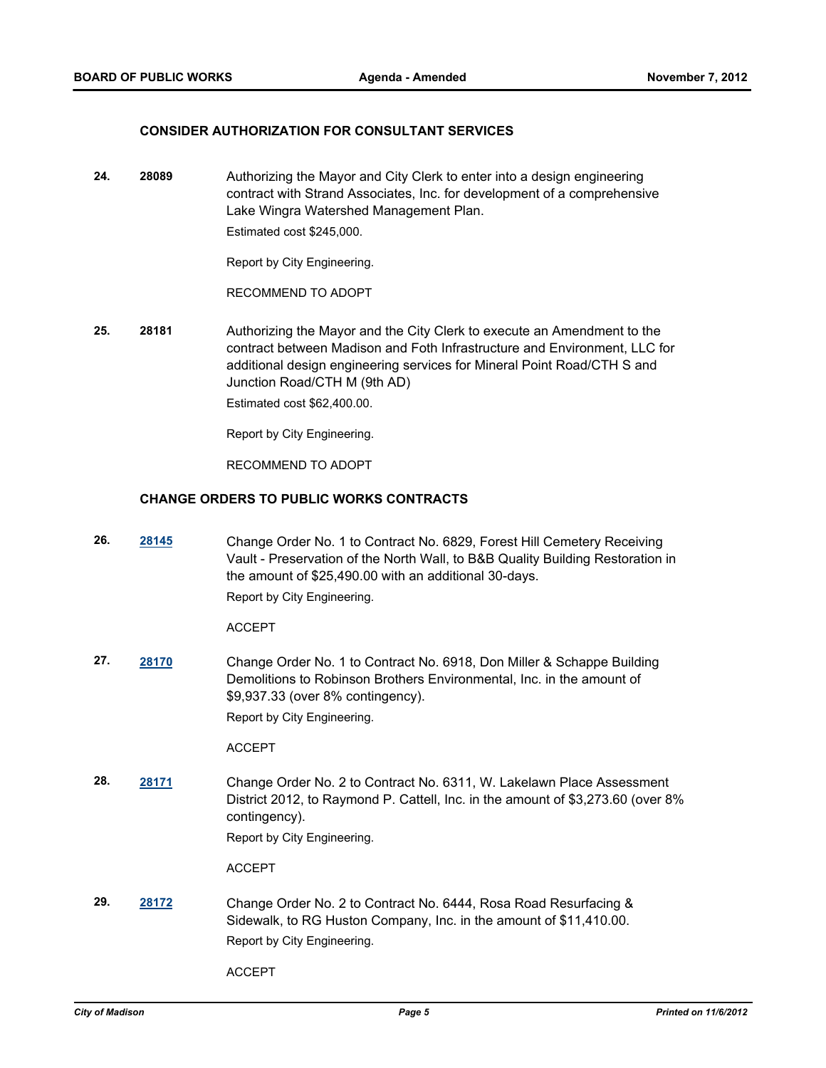### CONSIDER AUTHORIZATION FOR CONSULTANT SERVICES

**24.** **28089** Authorizing the Mayor and City Clerk to enter into a design engineering contract with Strand Associates, Inc. for development of a comprehensive Lake Wingra Watershed Management Plan.

Estimated cost $245,000.

Report by City Engineering.

RECOMMEND TO ADOPT

**25.** **28181** Authorizing the Mayor and the City Clerk to execute an Amendment to the contract between Madison and Foth Infrastructure and Environment, LLC for additional design engineering services for Mineral Point Road/CTH S and Junction Road/CTH M (9th AD)

Estimated cost $62,400.00.

Report by City Engineering.

RECOMMEND TO ADOPT

### CHANGE ORDERS TO PUBLIC WORKS CONTRACTS

**26.** **28145** Change Order No. 1 to Contract No. 6829, Forest Hill Cemetery Receiving Vault - Preservation of the North Wall, to B&B Quality Building Restoration in the amount of $25,490.00 with an additional 30-days.

Report by City Engineering.

ACCEPT

**27.** **28170** Change Order No. 1 to Contract No. 6918, Don Miller & Schappe Building Demolitions to Robinson Brothers Environmental, Inc. in the amount of $9,937.33 (over 8% contingency).

Report by City Engineering.

ACCEPT

**28.** **28171** Change Order No. 2 to Contract No. 6311, W. Lakelawn Place Assessment District 2012, to Raymond P. Cattell, Inc. in the amount of $3,273.60 (over 8% contingency).

Report by City Engineering.

ACCEPT

**29.** **28172** Change Order No. 2 to Contract No. 6444, Rosa Road Resurfacing & Sidewalk, to RG Huston Company, Inc. in the amount of $11,410.00.

Report by City Engineering.

ACCEPT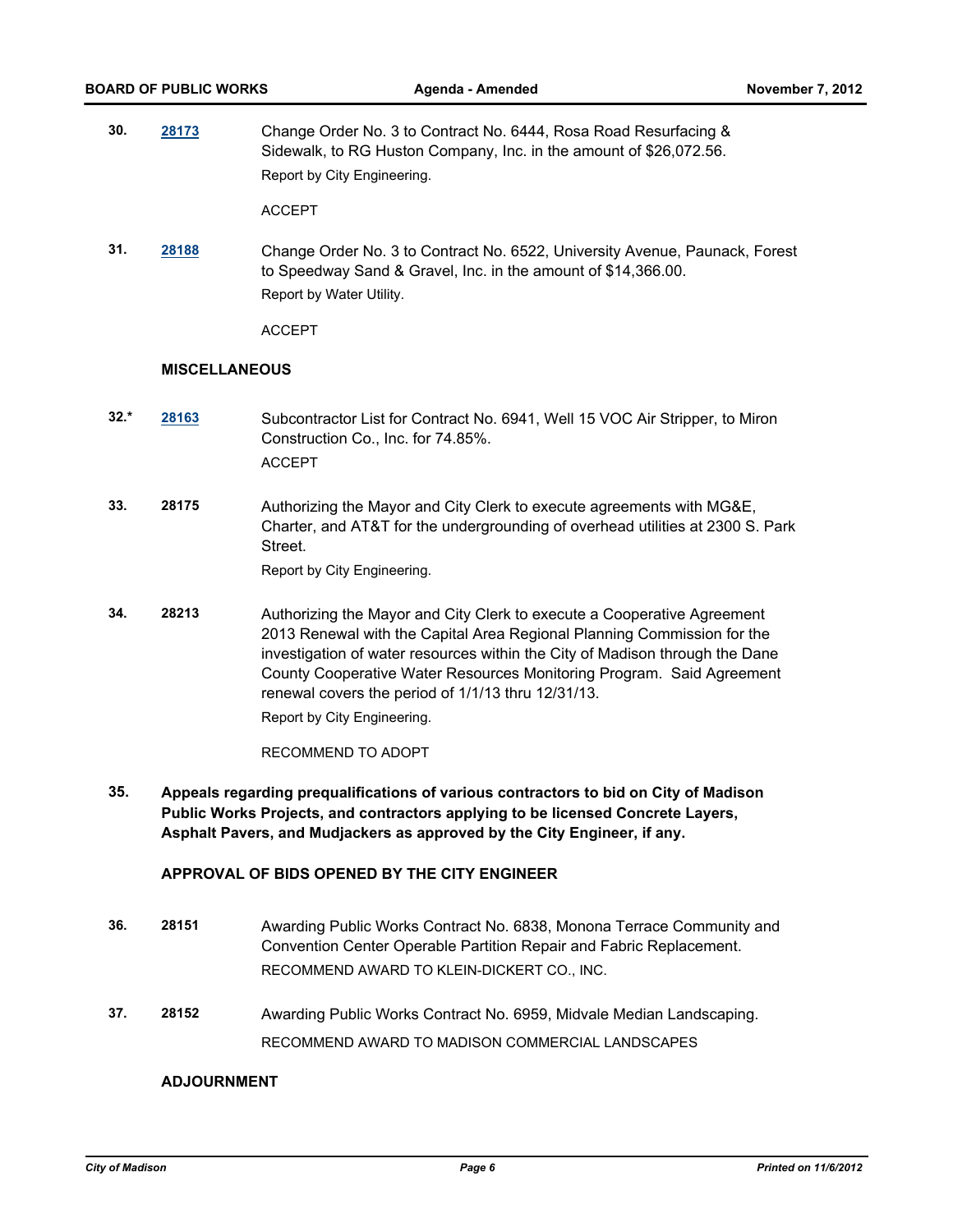30\. [28173] Change Order No. 3 to Contract No. 6444, Rosa Road Resurfacing & Sidewalk, to RG Huston Company, Inc. in the amount of $26,072.56.

Report by City Engineering.

ACCEPT

31\. [28188] Change Order No. 3 to Contract No. 6522, University Avenue, Paunack, Forest to Speedway Sand & Gravel, Inc. in the amount of $14,366.00.

Report by Water Utility.

ACCEPT

**MISCELLANEOUS**

32.* [28163] Subcontractor List for Contract No. 6941, Well 15 VOC Air Stripper, to Miron Construction Co., Inc. for 74.85%.

ACCEPT

33\. 28175 Authorizing the Mayor and City Clerk to execute agreements with MG&E, Charter, and AT&T for the undergrounding of overhead utilities at 2300 S. Park Street.

Report by City Engineering.

34\. 28213 Authorizing the Mayor and City Clerk to execute a Cooperative Agreement 2013 Renewal with the Capital Area Regional Planning Commission for the investigation of water resources within the City of Madison through the Dane County Cooperative Water Resources Monitoring Program. Said Agreement renewal covers the period of 1/1/13 thru 12/31/13.

Report by City Engineering.

RECOMMEND TO ADOPT

35\. **Appeals regarding prequalifications of various contractors to bid on City of Madison Public Works Projects, and contractors applying to be licensed Concrete Layers, Asphalt Pavers, and Mudjackers as approved by the City Engineer, if any.**

**APPROVAL OF BIDS OPENED BY THE CITY ENGINEER**

36\. 28151 Awarding Public Works Contract No. 6838, Monona Terrace Community and Convention Center Operable Partition Repair and Fabric Replacement.

RECOMMEND AWARD TO KLEIN-DICKERT CO., INC.

37\. 28152 Awarding Public Works Contract No. 6959, Midvale Median Landscaping.

RECOMMEND AWARD TO MADISON COMMERCIAL LANDSCAPES

**ADJOURNMENT**